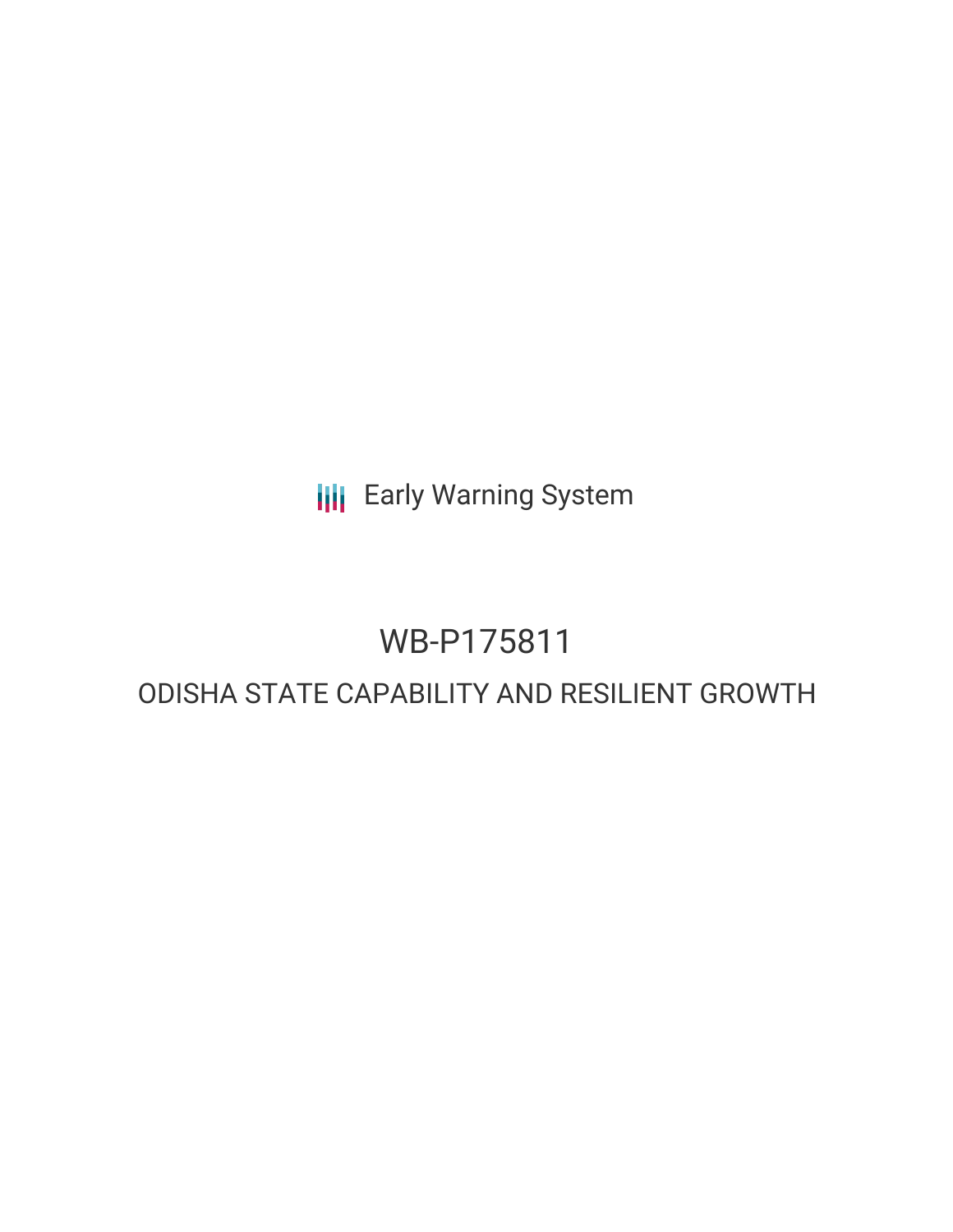Early Warning System

# WB-P175811

## ODISHA STATE CAPABILITY AND RESILIENT GROWTH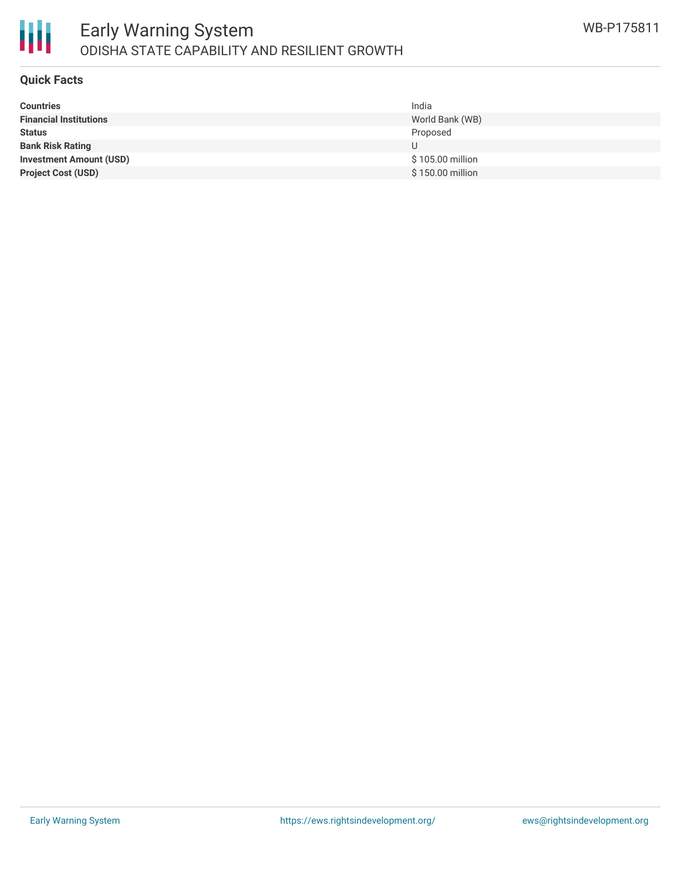# Early Warning System

## ODISHA STATE CAPABILITY AND RESILIENT GROWTH

WB-P175811

### Quick Facts

| | |
|---|---|
| **Countries** | India |
| **Financial Institutions** | World Bank (WB) |
| **Status** | Proposed |
| **Bank Risk Rating** | U |
| **Investment Amount (USD)** | $ 105.00 million |
| **Project Cost (USD)** | $ 150.00 million |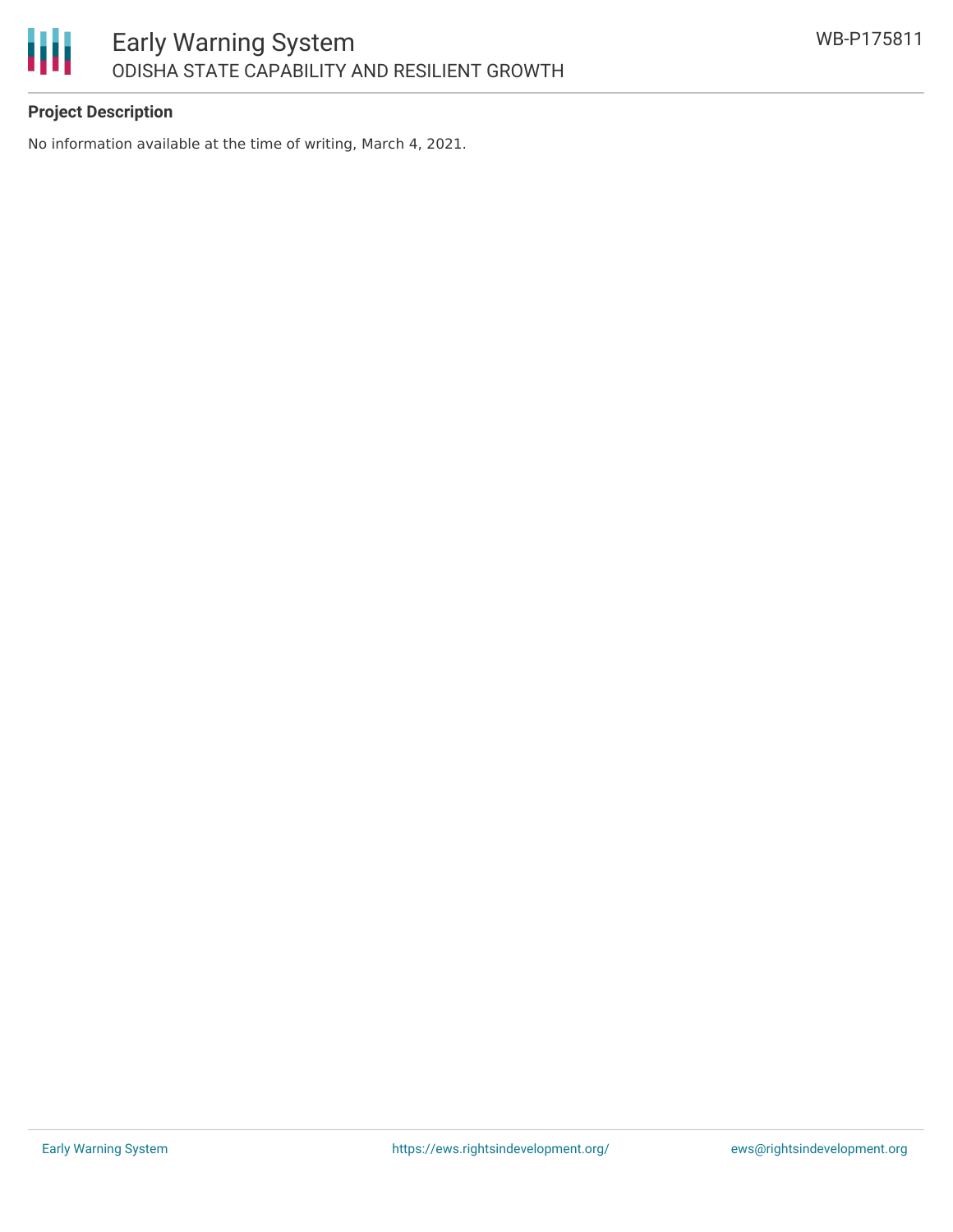**Project Description**

No information available at the time of writing, March 4, 2021.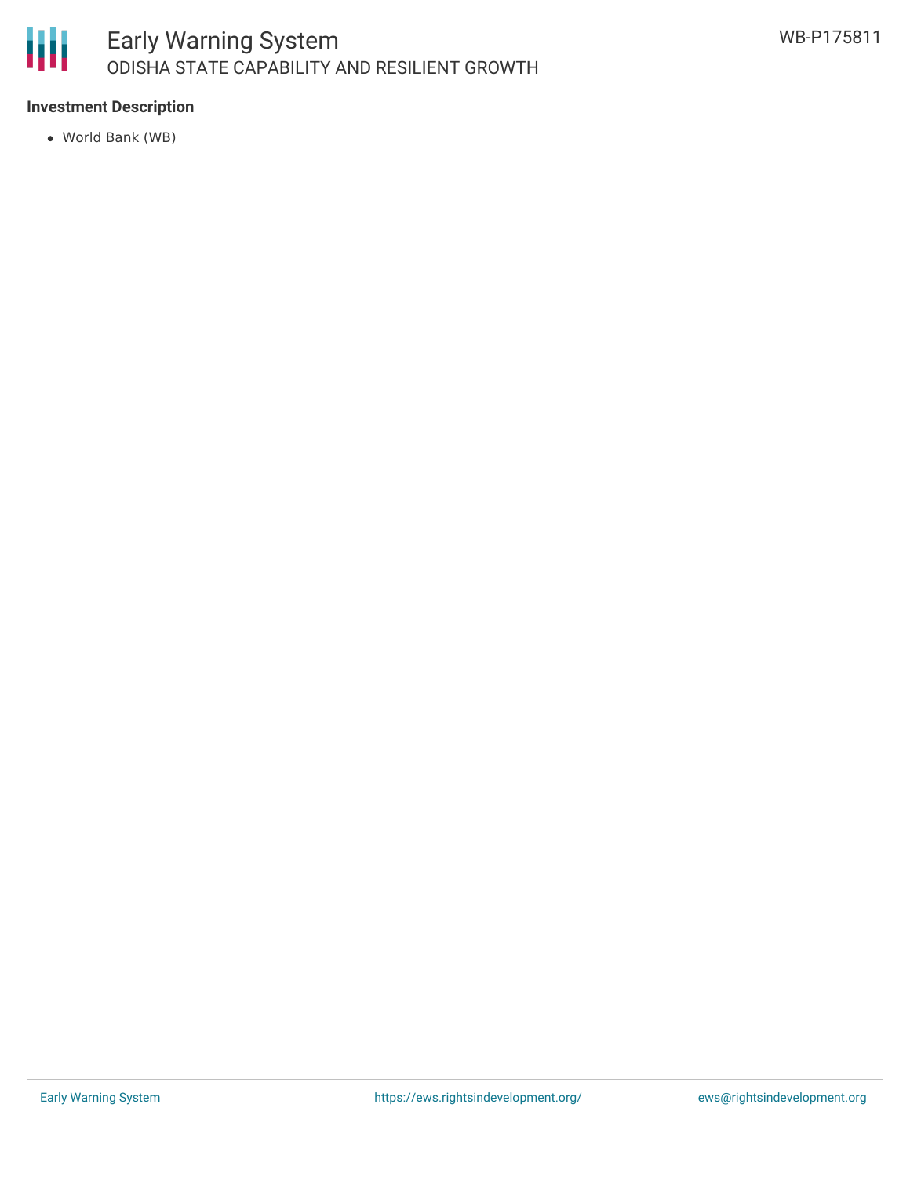**Investment Description**

- World Bank (WB)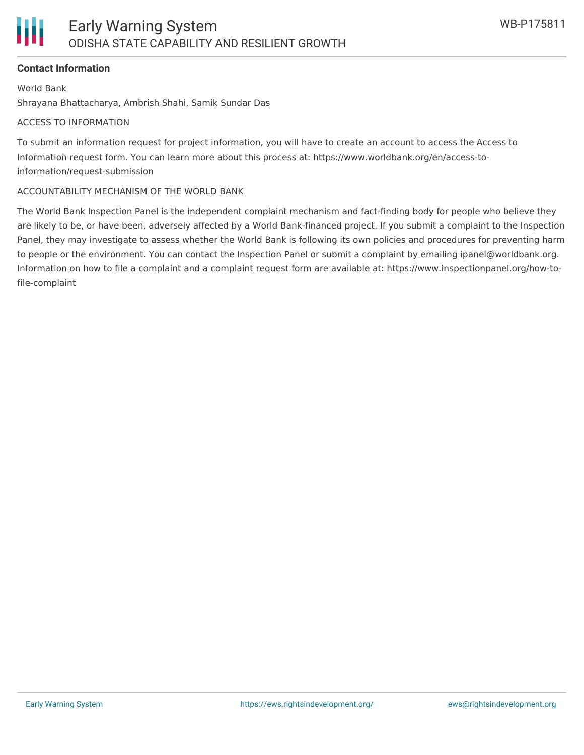## Contact Information

World Bank

Shrayana Bhattacharya, Ambrish Shahi, Samik Sundar Das

ACCESS TO INFORMATION

To submit an information request for project information, you will have to create an account to access the Access to Information request form. You can learn more about this process at: https://www.worldbank.org/en/access-to-information/request-submission

ACCOUNTABILITY MECHANISM OF THE WORLD BANK

The World Bank Inspection Panel is the independent complaint mechanism and fact-finding body for people who believe they are likely to be, or have been, adversely affected by a World Bank-financed project. If you submit a complaint to the Inspection Panel, they may investigate to assess whether the World Bank is following its own policies and procedures for preventing harm to people or the environment. You can contact the Inspection Panel or submit a complaint by emailing ipanel@worldbank.org. Information on how to file a complaint and a complaint request form are available at: https://www.inspectionpanel.org/how-to-file-complaint